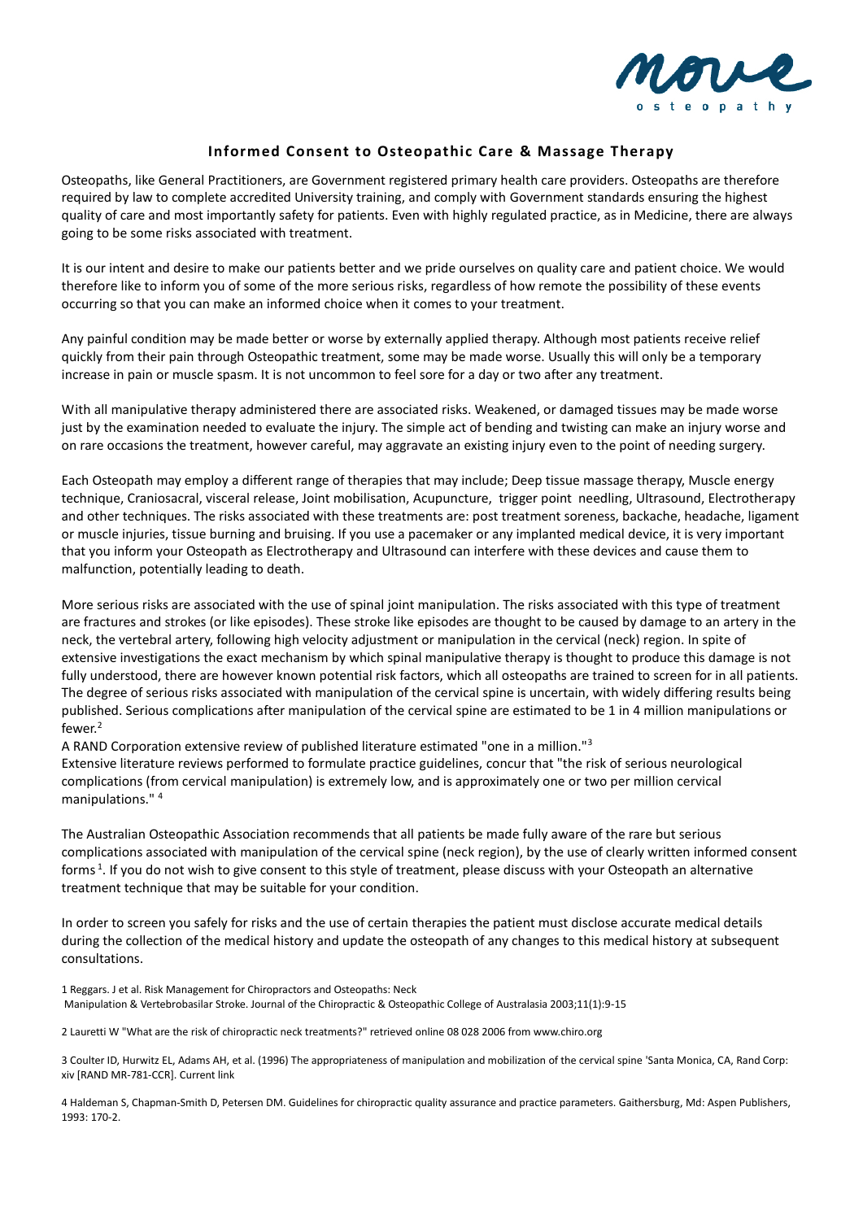move

osteopathy

## Informed Consent to Osteopathic Care & Massage Therapy

Osteopaths, like General Practitioners, are Government registered primary health care providers. Osteopaths are therefore required by law to complete accredited University training, and comply with Government standards ensuring the highest quality of care and most importantly safety for patients. Even with highly regulated practice, as in Medicine, there are always going to be some risks associated with treatment.

It is our intent and desire to make our patients better and we pride ourselves on quality care and patient choice. We would therefore like to inform you of some of the more serious risks, regardless of how remote the possibility of these events occurring so that you can make an informed choice when it comes to your treatment.

Any painful condition may be made better or worse by externally applied therapy. Although most patients receive relief quickly from their pain through Osteopathic treatment, some may be made worse. Usually this will only be a temporary increase in pain or muscle spasm. It is not uncommon to feel sore for a day or two after any treatment.

With all manipulative therapy administered there are associated risks. Weakened, or damaged tissues may be made worse just by the examination needed to evaluate the injury. The simple act of bending and twisting can make an injury worse and on rare occasions the treatment, however careful, may aggravate an existing injury even to the point of needing surgery.

Each Osteopath may employ a different range of therapies that may include; Deep tissue massage therapy, Muscle energy technique, Craniosacral, visceral release, Joint mobilisation, Acupuncture, trigger point needling, Ultrasound, Electrotherapy and other techniques. The risks associated with these treatments are: post treatment soreness, backache, headache, ligament or muscle injuries, tissue burning and bruising. If you use a pacemaker or any implanted medical device, it is very important that you inform your Osteopath as Electrotherapy and Ultrasound can interfere with these devices and cause them to malfunction, potentially leading to death.

More serious risks are associated with the use of spinal joint manipulation. The risks associated with this type of treatment are fractures and strokes (or like episodes). These stroke like episodes are thought to be caused by damage to an artery in the neck, the vertebral artery, following high velocity adjustment or manipulation in the cervical (neck) region. In spite of extensive investigations the exact mechanism by which spinal manipulative therapy is thought to produce this damage is not fully understood, there are however known potential risk factors, which all osteopaths are trained to screen for in all patients. The degree of serious risks associated with manipulation of the cervical spine is uncertain, with widely differing results being published. Serious complications after manipulation of the cervical spine are estimated to be 1 in 4 million manipulations or fewer.[2]

A RAND Corporation extensive review of published literature estimated "one in a million."[3]

Extensive literature reviews performed to formulate practice guidelines, concur that "the risk of serious neurological complications (from cervical manipulation) is extremely low, and is approximately one or two per million cervical manipulations." [4]

The Australian Osteopathic Association recommends that all patients be made fully aware of the rare but serious complications associated with manipulation of the cervical spine (neck region), by the use of clearly written informed consent forms [1]. If you do not wish to give consent to this style of treatment, please discuss with your Osteopath an alternative treatment technique that may be suitable for your condition.

In order to screen you safely for risks and the use of certain therapies the patient must disclose accurate medical details during the collection of the medical history and update the osteopath of any changes to this medical history at subsequent consultations.

1 Reggars. J et al. Risk Management for Chiropractors and Osteopaths: Neck Manipulation & Vertebrobasilar Stroke. Journal of the Chiropractic & Osteopathic College of Australasia 2003;11(1):9-15

2 Lauretti W "What are the risk of chiropractic neck treatments?" retrieved online 08 028 2006 from www.chiro.org

3 Coulter ID, Hurwitz EL, Adams AH, et al. (1996) The appropriateness of manipulation and mobilization of the cervical spine 'Santa Monica, CA, Rand Corp: xiv [RAND MR-781-CCR]. Current link

4 Haldeman S, Chapman-Smith D, Petersen DM. Guidelines for chiropractic quality assurance and practice parameters. Gaithersburg, Md: Aspen Publishers, 1993: 170-2.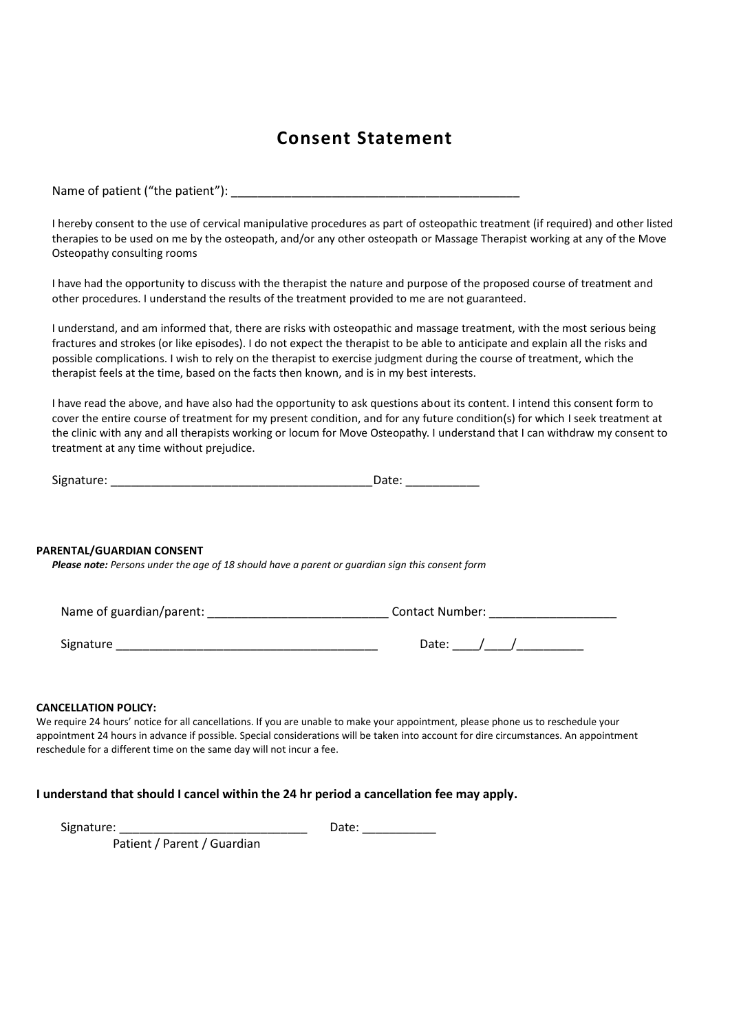# Consent Statement

Name of patient ("the patient"): ___________________________________________

I hereby consent to the use of cervical manipulative procedures as part of osteopathic treatment (if required) and other listed therapies to be used on me by the osteopath, and/or any other osteopath or Massage Therapist working at any of the Move Osteopathy consulting rooms

I have had the opportunity to discuss with the therapist the nature and purpose of the proposed course of treatment and other procedures. I understand the results of the treatment provided to me are not guaranteed.

I understand, and am informed that, there are risks with osteopathic and massage treatment, with the most serious being fractures and strokes (or like episodes). I do not expect the therapist to be able to anticipate and explain all the risks and possible complications. I wish to rely on the therapist to exercise judgment during the course of treatment, which the therapist feels at the time, based on the facts then known, and is in my best interests.

I have read the above, and have also had the opportunity to ask questions about its content. I intend this consent form to cover the entire course of treatment for my present condition, and for any future condition(s) for which I seek treatment at the clinic with any and all therapists working or locum for Move Osteopathy. I understand that I can withdraw my consent to treatment at any time without prejudice.

Signature: _______________________________________Date: ___________

**PARENTAL/GUARDIAN CONSENT**

***Please note:*** *Persons under the age of 18 should have a parent or guardian sign this consent form*

Name of guardian/parent: ___________________________ Contact Number: ___________________

Signature ________________________________________ Date: ____/____/__________

**CANCELLATION POLICY:**

We require 24 hours' notice for all cancellations. If you are unable to make your appointment, please phone us to reschedule your appointment 24 hours in advance if possible. Special considerations will be taken into account for dire circumstances. An appointment reschedule for a different time on the same day will not incur a fee.

**I understand that should I cancel within the 24 hr period a cancellation fee may apply.**

Signature: ____________________________ Date: ___________

Patient / Parent / Guardian